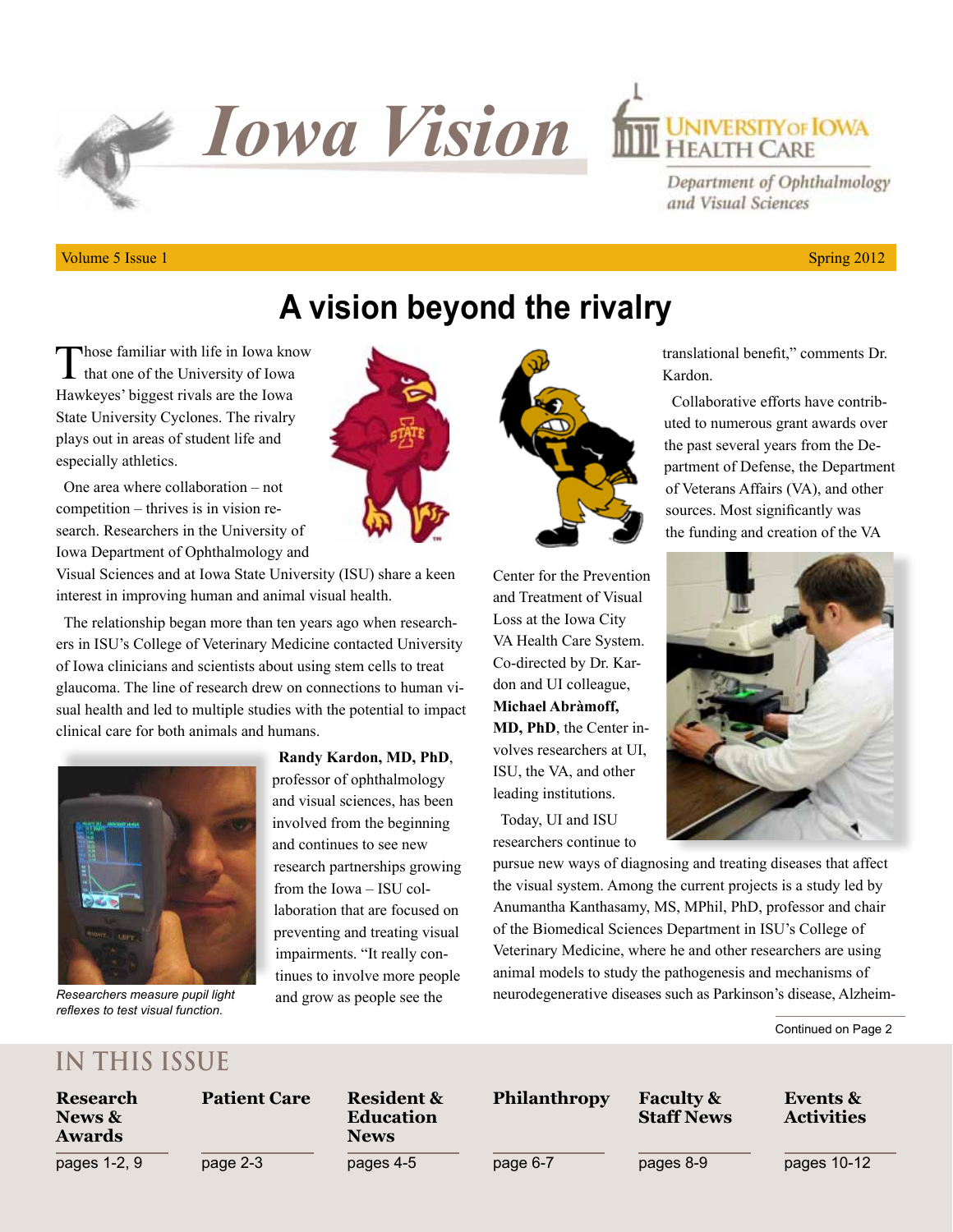# Iowa Vision

University of Iowa Health Care

Department of Ophthalmology and Visual Sciences

Volume 5 Issue 1 Spring 2012

## A vision beyond the rivalry

Those familiar with life in Iowa know that one of the University of Iowa Hawkeyes' biggest rivals are the Iowa State University Cyclones. The rivalry plays out in areas of student life and especially athletics.

One area where collaboration – not competition – thrives is in vision research. Researchers in the University of Iowa Department of Ophthalmology and Visual Sciences and at Iowa State University (ISU) share a keen interest in improving human and animal visual health.

The relationship began more than ten years ago when researchers in ISU's College of Veterinary Medicine contacted University of Iowa clinicians and scientists about using stem cells to treat glaucoma. The line of research drew on connections to human visual health and led to multiple studies with the potential to impact clinical care for both animals and humans.

*Researchers measure pupil light reflexes to test visual function.*

**Randy Kardon, MD, PhD**, professor of ophthalmology and visual sciences, has been involved from the beginning and continues to see new research partnerships growing from the Iowa – ISU collaboration that are focused on preventing and treating visual impairments. "It really continues to involve more people and grow as people see the translational benefit," comments Dr. Kardon.

Collaborative efforts have contributed to numerous grant awards over the past several years from the Department of Defense, the Department of Veterans Affairs (VA), and other sources. Most significantly was the funding and creation of the VA Center for the Prevention and Treatment of Visual Loss at the Iowa City VA Health Care System. Co-directed by Dr. Kardon and UI colleague, **Michael Abràmoff, MD, PhD**, the Center involves researchers at UI, ISU, the VA, and other leading institutions.

Today, UI and ISU researchers continue to pursue new ways of diagnosing and treating diseases that affect the visual system. Among the current projects is a study led by Anumantha Kanthasamy, MS, MPhil, PhD, professor and chair of the Biomedical Sciences Department in ISU's College of Veterinary Medicine, where he and other researchers are using animal models to study the pathogenesis and mechanisms of neurodegenerative diseases such as Parkinson's disease, Alzheim-

Continued on Page 2

## IN THIS ISSUE

| Research News & Awards | Patient Care | Resident & Education News | Philanthropy | Faculty & Staff News | Events & Activities |
|---|---|---|---|---|---|
| pages 1-2, 9 | page 2-3 | pages 4-5 | page 6-7 | pages 8-9 | pages 10-12 |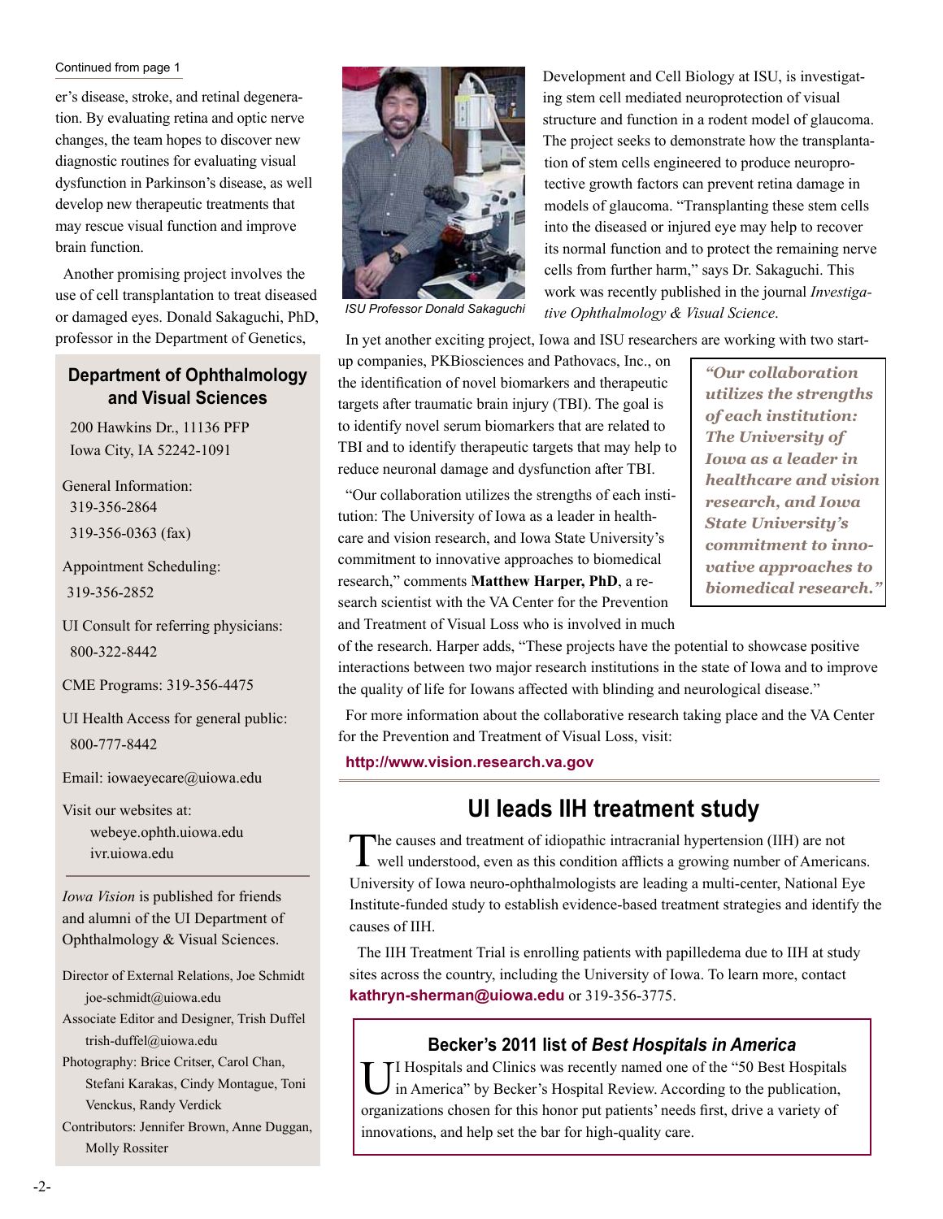Continued from page 1

er's disease, stroke, and retinal degeneration. By evaluating retina and optic nerve changes, the team hopes to discover new diagnostic routines for evaluating visual dysfunction in Parkinson's disease, as well develop new therapeutic treatments that may rescue visual function and improve brain function.

Another promising project involves the use of cell transplantation to treat diseased or damaged eyes. Donald Sakaguchi, PhD, professor in the Department of Genetics, Development and Cell Biology at ISU, is investigating stem cell mediated neuroprotection of visual structure and function in a rodent model of glaucoma. The project seeks to demonstrate how the transplantation of stem cells engineered to produce neuroprotective growth factors can prevent retina damage in models of glaucoma. "Transplanting these stem cells into the diseased or injured eye may help to recover its normal function and to protect the remaining nerve cells from further harm," says Dr. Sakaguchi. This work was recently published in the journal *Investigative Ophthalmology & Visual Science*.

*ISU Professor Donald Sakaguchi*

In yet another exciting project, Iowa and ISU researchers are working with two start-up companies, PKBiosciences and Pathovacs, Inc., on the identification of novel biomarkers and therapeutic targets after traumatic brain injury (TBI). The goal is to identify novel serum biomarkers that are related to TBI and to identify therapeutic targets that may help to reduce neuronal damage and dysfunction after TBI.

"Our collaboration utilizes the strengths of each institution: The University of Iowa as a leader in healthcare and vision research, and Iowa State University's commitment to innovative approaches to biomedical research," comments **Matthew Harper, PhD**, a research scientist with the VA Center for the Prevention and Treatment of Visual Loss who is involved in much of the research. Harper adds, "These projects have the potential to showcase positive interactions between two major research institutions in the state of Iowa and to improve the quality of life for Iowans affected with blinding and neurological disease."

> ***"Our collaboration utilizes the strengths of each institution: The University of Iowa as a leader in healthcare and vision research, and Iowa State University's commitment to innovative approaches to biomedical research."***

For more information about the collaborative research taking place and the VA Center for the Prevention and Treatment of Visual Loss, visit:

**http://www.vision.research.va.gov**

## UI leads IIH treatment study

The causes and treatment of idiopathic intracranial hypertension (IIH) are not well understood, even as this condition afflicts a growing number of Americans. University of Iowa neuro-ophthalmologists are leading a multi-center, National Eye Institute-funded study to establish evidence-based treatment strategies and identify the causes of IIH.

The IIH Treatment Trial is enrolling patients with papilledema due to IIH at study sites across the country, including the University of Iowa. To learn more, contact **kathryn-sherman@uiowa.edu** or 319-356-3775.

### Becker's 2011 list of *Best Hospitals in America*

UI Hospitals and Clinics was recently named one of the "50 Best Hospitals in America" by Becker's Hospital Review. According to the publication, organizations chosen for this honor put patients' needs first, drive a variety of innovations, and help set the bar for high-quality care.

### Department of Ophthalmology and Visual Sciences

200 Hawkins Dr., 11136 PFP
Iowa City, IA 52242-1091

General Information:
319-356-2864
319-356-0363 (fax)

Appointment Scheduling:
319-356-2852

UI Consult for referring physicians:
800-322-8442

CME Programs: 319-356-4475

UI Health Access for general public:
800-777-8442

Email: iowaeyecare@uiowa.edu

Visit our websites at:
webeye.ophth.uiowa.edu
ivr.uiowa.edu

*Iowa Vision* is published for friends and alumni of the UI Department of Ophthalmology & Visual Sciences.

Director of External Relations, Joe Schmidt
joe-schmidt@uiowa.edu
Associate Editor and Designer, Trish Duffel
trish-duffel@uiowa.edu
Photography: Brice Critser, Carol Chan, Stefani Karakas, Cindy Montague, Toni Venckus, Randy Verdick
Contributors: Jennifer Brown, Anne Duggan, Molly Rossiter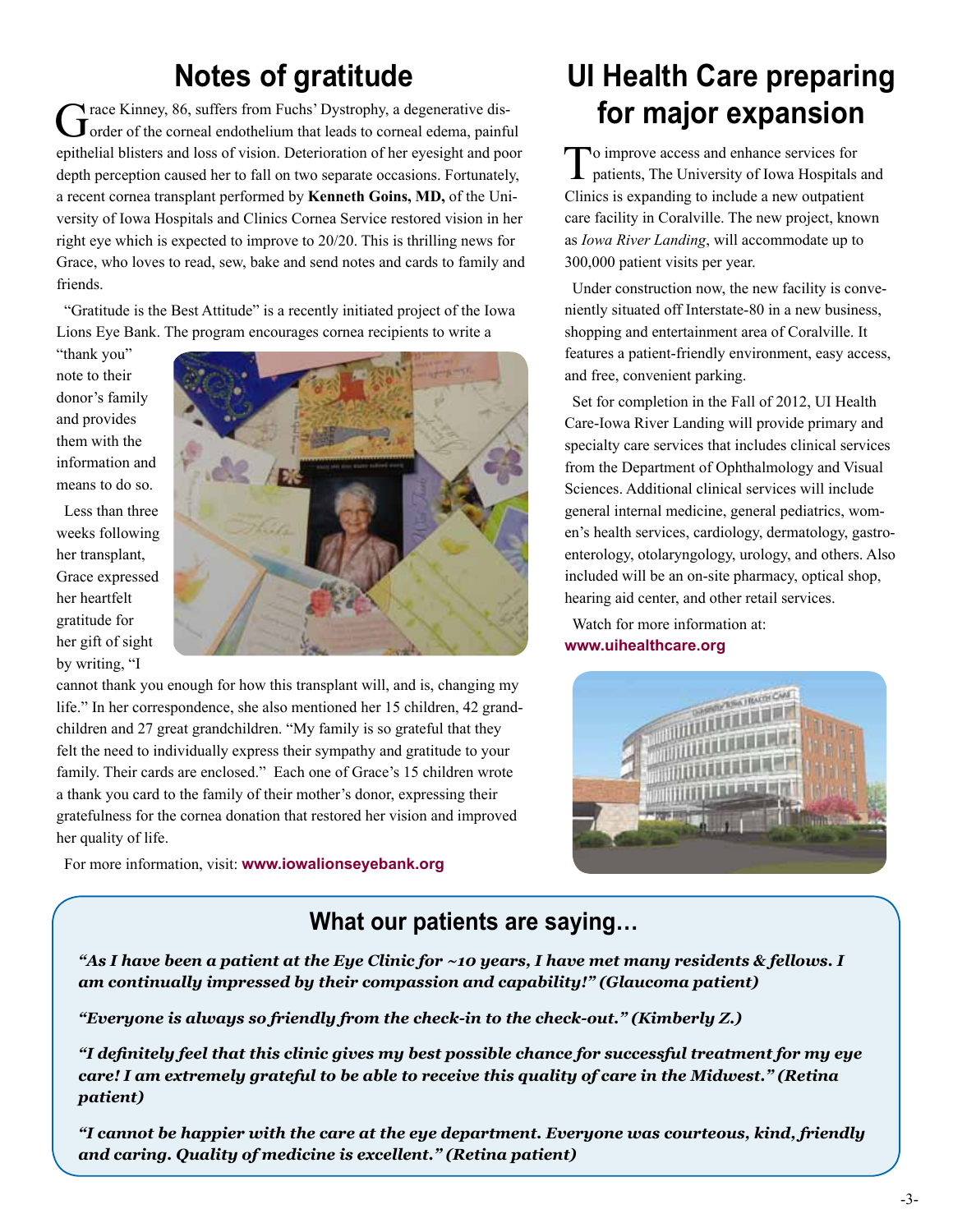## Notes of gratitude

Grace Kinney, 86, suffers from Fuchs' Dystrophy, a degenerative disorder of the corneal endothelium that leads to corneal edema, painful epithelial blisters and loss of vision. Deterioration of her eyesight and poor depth perception caused her to fall on two separate occasions. Fortunately, a recent cornea transplant performed by **Kenneth Goins, MD,** of the University of Iowa Hospitals and Clinics Cornea Service restored vision in her right eye which is expected to improve to 20/20. This is thrilling news for Grace, who loves to read, sew, bake and send notes and cards to family and friends.

"Gratitude is the Best Attitude" is a recently initiated project of the Iowa Lions Eye Bank. The program encourages cornea recipients to write a "thank you" note to their donor's family and provides them with the information and means to do so.

Less than three weeks following her transplant, Grace expressed her heartfelt gratitude for her gift of sight by writing, "I cannot thank you enough for how this transplant will, and is, changing my life." In her correspondence, she also mentioned her 15 children, 42 grandchildren and 27 great grandchildren. "My family is so grateful that they felt the need to individually express their sympathy and gratitude to your family. Their cards are enclosed." Each one of Grace's 15 children wrote a thank you card to the family of their mother's donor, expressing their gratefulness for the cornea donation that restored her vision and improved her quality of life.

For more information, visit: **www.iowalionseyebank.org**

## UI Health Care preparing for major expansion

To improve access and enhance services for patients, The University of Iowa Hospitals and Clinics is expanding to include a new outpatient care facility in Coralville. The new project, known as *Iowa River Landing*, will accommodate up to 300,000 patient visits per year.

Under construction now, the new facility is conveniently situated off Interstate-80 in a new business, shopping and entertainment area of Coralville. It features a patient-friendly environment, easy access, and free, convenient parking.

Set for completion in the Fall of 2012, UI Health Care-Iowa River Landing will provide primary and specialty care services that includes clinical services from the Department of Ophthalmology and Visual Sciences. Additional clinical services will include general internal medicine, general pediatrics, women's health services, cardiology, dermatology, gastroenterology, otolaryngology, urology, and others. Also included will be an on-site pharmacy, optical shop, hearing aid center, and other retail services.

Watch for more information at:
**www.uihealthcare.org**

## What our patients are saying…

***"As I have been a patient at the Eye Clinic for ~10 years, I have met many residents & fellows. I am continually impressed by their compassion and capability!" (Glaucoma patient)***

***"Everyone is always so friendly from the check-in to the check-out." (Kimberly Z.)***

***"I definitely feel that this clinic gives my best possible chance for successful treatment for my eye care! I am extremely grateful to be able to receive this quality of care in the Midwest." (Retina patient)***

***"I cannot be happier with the care at the eye department. Everyone was courteous, kind, friendly and caring. Quality of medicine is excellent." (Retina patient)***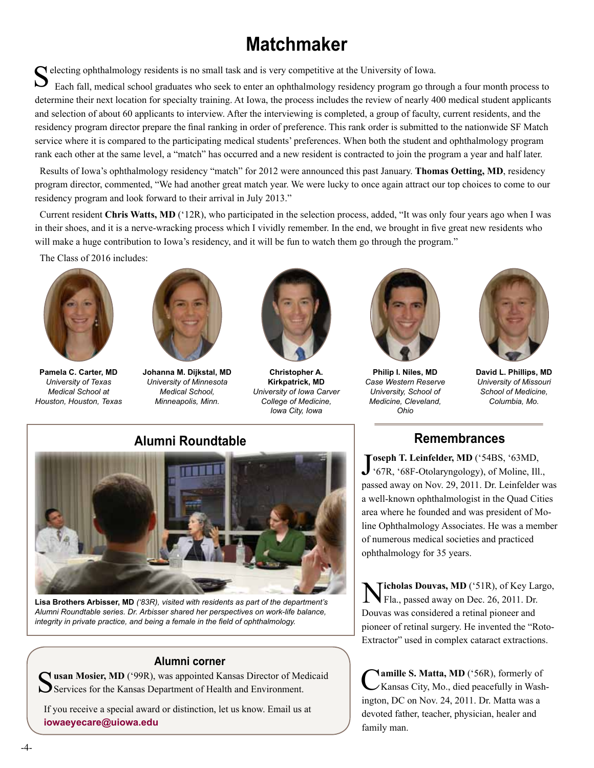# Matchmaker

Selecting ophthalmology residents is no small task and is very competitive at the University of Iowa.

Each fall, medical school graduates who seek to enter an ophthalmology residency program go through a four month process to determine their next location for specialty training. At Iowa, the process includes the review of nearly 400 medical student applicants and selection of about 60 applicants to interview. After the interviewing is completed, a group of faculty, current residents, and the residency program director prepare the final ranking in order of preference. This rank order is submitted to the nationwide SF Match service where it is compared to the participating medical students' preferences. When both the student and ophthalmology program rank each other at the same level, a "match" has occurred and a new resident is contracted to join the program a year and half later.

Results of Iowa's ophthalmology residency "match" for 2012 were announced this past January. **Thomas Oetting, MD**, residency program director, commented, "We had another great match year. We were lucky to once again attract our top choices to come to our residency program and look forward to their arrival in July 2013."

Current resident **Chris Watts, MD** ('12R), who participated in the selection process, added, "It was only four years ago when I was in their shoes, and it is a nerve-wracking process which I vividly remember. In the end, we brought in five great new residents who will make a huge contribution to Iowa's residency, and it will be fun to watch them go through the program."

The Class of 2016 includes:

**Pamela C. Carter, MD**
*University of Texas Medical School at Houston, Houston, Texas*

**Johanna M. Dijkstal, MD**
*University of Minnesota Medical School, Minneapolis, Minn.*

**Christopher A. Kirkpatrick, MD**
*University of Iowa Carver College of Medicine, Iowa City, Iowa*

**Philip I. Niles, MD**
*Case Western Reserve University, School of Medicine, Cleveland, Ohio*

**David L. Phillips, MD**
*University of Missouri School of Medicine, Columbia, Mo.*

## Alumni Roundtable

**Lisa Brothers Arbisser, MD** *('83R), visited with residents as part of the department's Alumni Roundtable series. Dr. Arbisser shared her perspectives on work-life balance, integrity in private practice, and being a female in the field of ophthalmology.*

## Alumni corner

**Susan Mosier, MD** ('99R), was appointed Kansas Director of Medicaid Services for the Kansas Department of Health and Environment.

If you receive a special award or distinction, let us know. Email us at **iowaeyecare@uiowa.edu**

## Remembrances

**Joseph T. Leinfelder, MD** ('54BS, '63MD, '67R, '68F-Otolaryngology), of Moline, Ill., passed away on Nov. 29, 2011. Dr. Leinfelder was a well-known ophthalmologist in the Quad Cities area where he founded and was president of Moline Ophthalmology Associates. He was a member of numerous medical societies and practiced ophthalmology for 35 years.

**Nicholas Douvas, MD** ('51R), of Key Largo, Fla., passed away on Dec. 26, 2011. Dr. Douvas was considered a retinal pioneer and pioneer of retinal surgery. He invented the "Roto-Extractor" used in complex cataract extractions.

**Camille S. Matta, MD** ('56R), formerly of Kansas City, Mo., died peacefully in Washington, DC on Nov. 24, 2011. Dr. Matta was a devoted father, teacher, physician, healer and family man.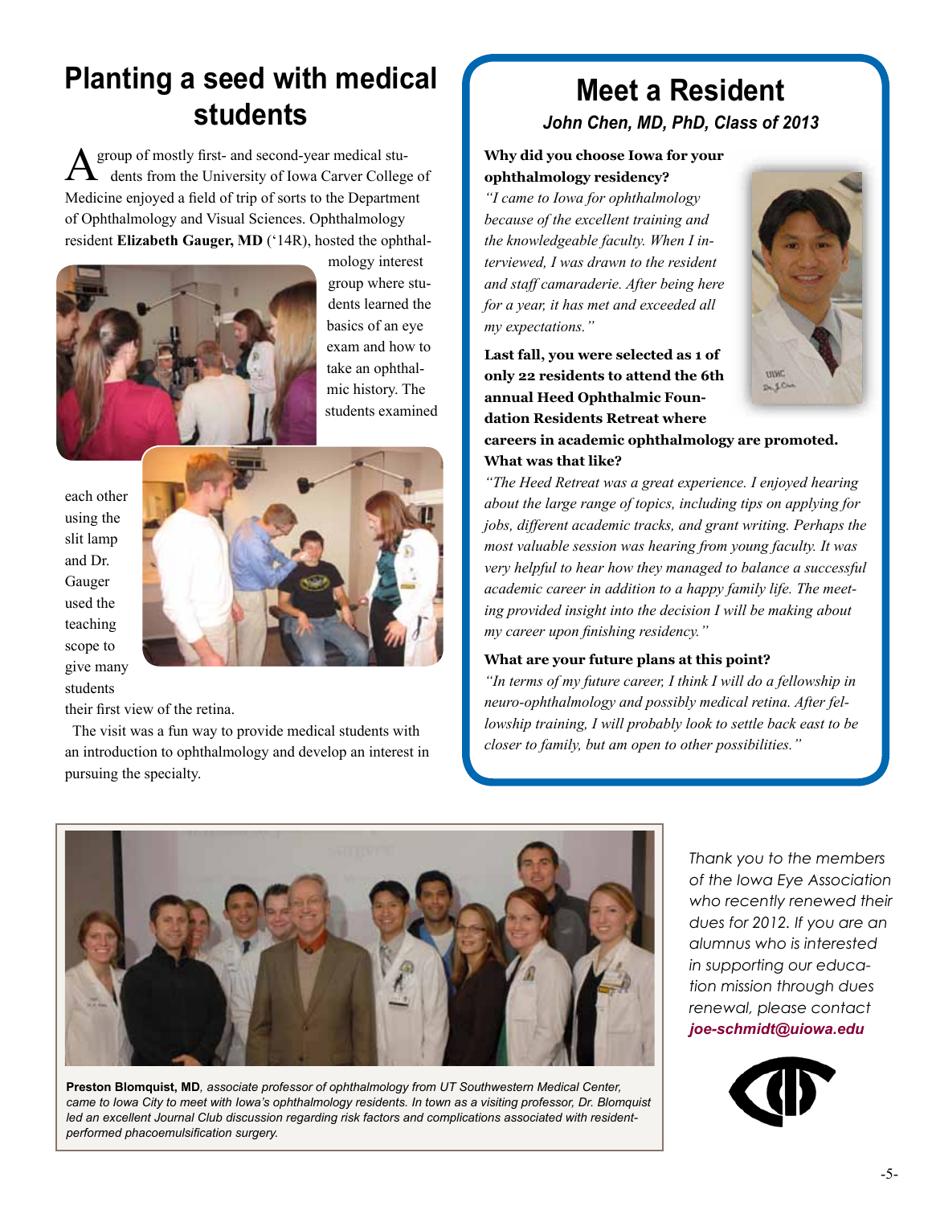# Planting a seed with medical students

A group of mostly first- and second-year medical students from the University of Iowa Carver College of Medicine enjoyed a field of trip of sorts to the Department of Ophthalmology and Visual Sciences. Ophthalmology resident **Elizabeth Gauger, MD** ('14R), hosted the ophthalmology interest group where students learned the basics of an eye exam and how to take an ophthalmic history. The students examined each other using the slit lamp and Dr. Gauger used the teaching scope to give many students their first view of the retina.

The visit was a fun way to provide medical students with an introduction to ophthalmology and develop an interest in pursuing the specialty.

# Meet a Resident

***John Chen, MD, PhD, Class of 2013***

**Why did you choose Iowa for your ophthalmology residency?**

*"I came to Iowa for ophthalmology because of the excellent training and the knowledgeable faculty. When I interviewed, I was drawn to the resident and staff camaraderie. After being here for a year, it has met and exceeded all my expectations."*

**Last fall, you were selected as 1 of only 22 residents to attend the 6th annual Heed Ophthalmic Foundation Residents Retreat where careers in academic ophthalmology are promoted. What was that like?**

*"The Heed Retreat was a great experience. I enjoyed hearing about the large range of topics, including tips on applying for jobs, different academic tracks, and grant writing. Perhaps the most valuable session was hearing from young faculty. It was very helpful to hear how they managed to balance a successful academic career in addition to a happy family life. The meeting provided insight into the decision I will be making about my career upon finishing residency."*

**What are your future plans at this point?**

*"In terms of my future career, I think I will do a fellowship in neuro-ophthalmology and possibly medical retina. After fellowship training, I will probably look to settle back east to be closer to family, but am open to other possibilities."*

**Preston Blomquist, MD**, *associate professor of ophthalmology from UT Southwestern Medical Center, came to Iowa City to meet with Iowa's ophthalmology residents. In town as a visiting professor, Dr. Blomquist led an excellent Journal Club discussion regarding risk factors and complications associated with resident-performed phacoemulsification surgery.*

*Thank you to the members of the Iowa Eye Association who recently renewed their dues for 2012. If you are an alumnus who is interested in supporting our education mission through dues renewal, please contact* ***joe-schmidt@uiowa.edu***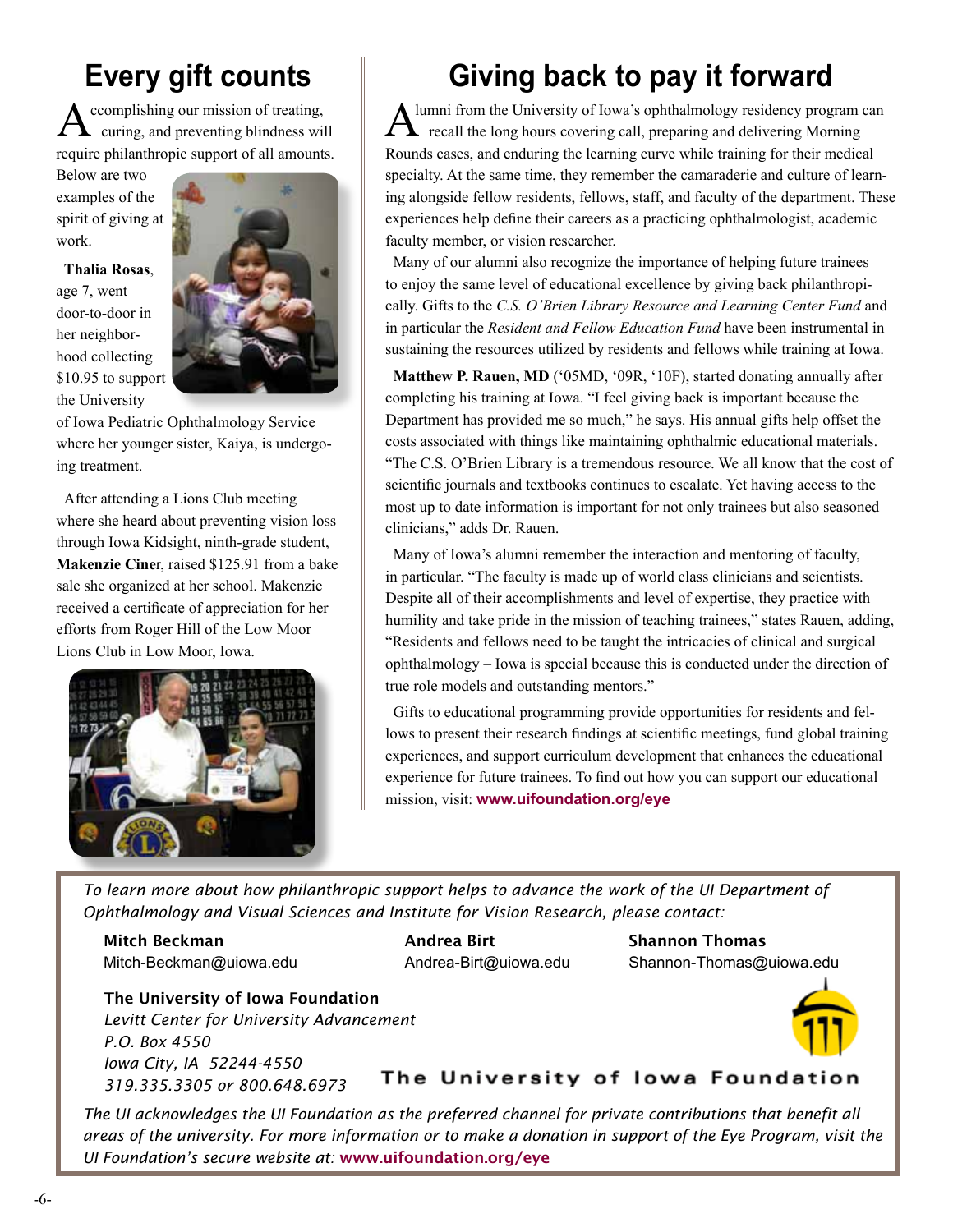## Every gift counts

Accomplishing our mission of treating, curing, and preventing blindness will require philanthropic support of all amounts. Below are two examples of the spirit of giving at work.

**Thalia Rosas**, age 7, went door-to-door in her neighborhood collecting $10.95 to support the University of Iowa Pediatric Ophthalmology Service where her younger sister, Kaiya, is undergoing treatment.

After attending a Lions Club meeting where she heard about preventing vision loss through Iowa Kidsight, ninth-grade student, **Makenzie Cine**r, raised $125.91 from a bake sale she organized at her school. Makenzie received a certificate of appreciation for her efforts from Roger Hill of the Low Moor Lions Club in Low Moor, Iowa.

## Giving back to pay it forward

Alumni from the University of Iowa's ophthalmology residency program can recall the long hours covering call, preparing and delivering Morning Rounds cases, and enduring the learning curve while training for their medical specialty. At the same time, they remember the camaraderie and culture of learning alongside fellow residents, fellows, staff, and faculty of the department. These experiences help define their careers as a practicing ophthalmologist, academic faculty member, or vision researcher.

Many of our alumni also recognize the importance of helping future trainees to enjoy the same level of educational excellence by giving back philanthropically. Gifts to the *C.S. O'Brien Library Resource and Learning Center Fund* and in particular the *Resident and Fellow Education Fund* have been instrumental in sustaining the resources utilized by residents and fellows while training at Iowa.

**Matthew P. Rauen, MD** ('05MD, '09R, '10F), started donating annually after completing his training at Iowa. "I feel giving back is important because the Department has provided me so much," he says. His annual gifts help offset the costs associated with things like maintaining ophthalmic educational materials. "The C.S. O'Brien Library is a tremendous resource. We all know that the cost of scientific journals and textbooks continues to escalate. Yet having access to the most up to date information is important for not only trainees but also seasoned clinicians," adds Dr. Rauen.

Many of Iowa's alumni remember the interaction and mentoring of faculty, in particular. "The faculty is made up of world class clinicians and scientists. Despite all of their accomplishments and level of expertise, they practice with humility and take pride in the mission of teaching trainees," states Rauen, adding, "Residents and fellows need to be taught the intricacies of clinical and surgical ophthalmology – Iowa is special because this is conducted under the direction of true role models and outstanding mentors."

Gifts to educational programming provide opportunities for residents and fellows to present their research findings at scientific meetings, fund global training experiences, and support curriculum development that enhances the educational experience for future trainees. To find out how you can support our educational mission, visit: **www.uifoundation.org/eye**

---

*To learn more about how philanthropic support helps to advance the work of the UI Department of Ophthalmology and Visual Sciences and Institute for Vision Research, please contact:*

**Mitch Beckman**
Mitch-Beckman@uiowa.edu

**Andrea Birt**
Andrea-Birt@uiowa.edu

**Shannon Thomas**
Shannon-Thomas@uiowa.edu

**The University of Iowa Foundation**
*Levitt Center for University Advancement*
*P.O. Box 4550*
*Iowa City, IA 52244-4550*
*319.335.3305 or 800.648.6973*

The University of Iowa Foundation

*The UI acknowledges the UI Foundation as the preferred channel for private contributions that benefit all areas of the university. For more information or to make a donation in support of the Eye Program, visit the UI Foundation's secure website at:* **www.uifoundation.org/eye**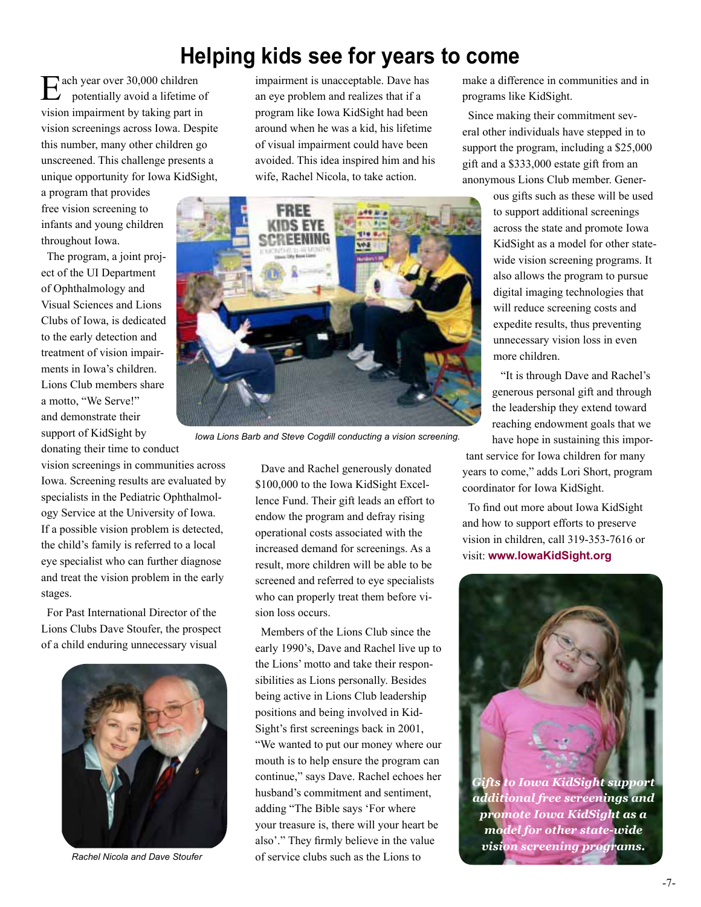# Helping kids see for years to come

Each year over 30,000 children potentially avoid a lifetime of vision impairment by taking part in vision screenings across Iowa. Despite this number, many other children go unscreened. This challenge presents a unique opportunity for Iowa KidSight, a program that provides free vision screening to infants and young children throughout Iowa.

The program, a joint project of the UI Department of Ophthalmology and Visual Sciences and Lions Clubs of Iowa, is dedicated to the early detection and treatment of vision impairments in Iowa's children. Lions Club members share a motto, "We Serve!" and demonstrate their support of KidSight by donating their time to conduct vision screenings in communities across Iowa. Screening results are evaluated by specialists in the Pediatric Ophthalmology Service at the University of Iowa. If a possible vision problem is detected, the child's family is referred to a local eye specialist who can further diagnose and treat the vision problem in the early stages.

For Past International Director of the Lions Clubs Dave Stoufer, the prospect of a child enduring unnecessary visual impairment is unacceptable. Dave has an eye problem and realizes that if a program like Iowa KidSight had been around when he was a kid, his lifetime of visual impairment could have been avoided. This idea inspired him and his wife, Rachel Nicola, to take action.

*Iowa Lions Barb and Steve Cogdill conducting a vision screening.*

*Rachel Nicola and Dave Stoufer*

Dave and Rachel generously donated $100,000 to the Iowa KidSight Excellence Fund. Their gift leads an effort to endow the program and defray rising operational costs associated with the increased demand for screenings. As a result, more children will be able to be screened and referred to eye specialists who can properly treat them before vision loss occurs.

Members of the Lions Club since the early 1990's, Dave and Rachel live up to the Lions' motto and take their responsibilities as Lions personally. Besides being active in Lions Club leadership positions and being involved in KidSight's first screenings back in 2001, "We wanted to put our money where our mouth is to help ensure the program can continue," says Dave. Rachel echoes her husband's commitment and sentiment, adding "The Bible says 'For where your treasure is, there will your heart be also'." They firmly believe in the value of service clubs such as the Lions to make a difference in communities and in programs like KidSight.

Since making their commitment several other individuals have stepped in to support the program, including a $25,000 gift and a $333,000 estate gift from an anonymous Lions Club member. Generous gifts such as these will be used to support additional screenings across the state and promote Iowa KidSight as a model for other statewide vision screening programs. It also allows the program to pursue digital imaging technologies that will reduce screening costs and expedite results, thus preventing unnecessary vision loss in even more children.

"It is through Dave and Rachel's generous personal gift and through the leadership they extend toward reaching endowment goals that we have hope in sustaining this important service for Iowa children for many years to come," adds Lori Short, program coordinator for Iowa KidSight.

To find out more about Iowa KidSight and how to support efforts to preserve vision in children, call 319-353-7616 or visit: **www.IowaKidSight.org**

***Gifts to Iowa KidSight support additional free screenings and promote Iowa KidSight as a model for other state-wide vision screening programs.***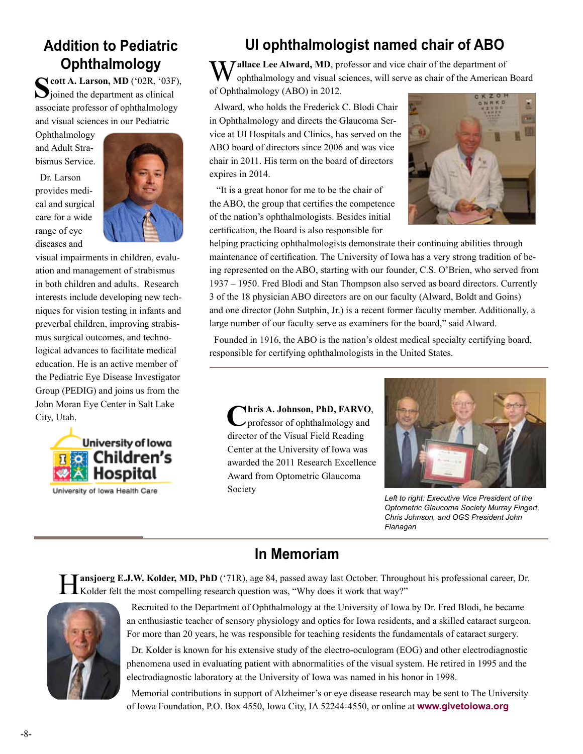## Addition to Pediatric Ophthalmology

**Scott A. Larson, MD** ('02R, '03F), joined the department as clinical associate professor of ophthalmology and visual sciences in our Pediatric Ophthalmology and Adult Strabismus Service.

Dr. Larson provides medical and surgical care for a wide range of eye diseases and visual impairments in children, evaluation and management of strabismus in both children and adults. Research interests include developing new techniques for vision testing in infants and preverbal children, improving strabismus surgical outcomes, and technological advances to facilitate medical education. He is an active member of the Pediatric Eye Disease Investigator Group (PEDIG) and joins us from the John Moran Eye Center in Salt Lake City, Utah.

University of Iowa Children's Hospital
University of Iowa Health Care

## UI ophthalmologist named chair of ABO

**Wallace Lee Alward, MD**, professor and vice chair of the department of ophthalmology and visual sciences, will serve as chair of the American Board of Ophthalmology (ABO) in 2012.

Alward, who holds the Frederick C. Blodi Chair in Ophthalmology and directs the Glaucoma Service at UI Hospitals and Clinics, has served on the ABO board of directors since 2006 and was vice chair in 2011. His term on the board of directors expires in 2014.

"It is a great honor for me to be the chair of the ABO, the group that certifies the competence of the nation's ophthalmologists. Besides initial certification, the Board is also responsible for helping practicing ophthalmologists demonstrate their continuing abilities through maintenance of certification. The University of Iowa has a very strong tradition of being represented on the ABO, starting with our founder, C.S. O'Brien, who served from 1937 – 1950. Fred Blodi and Stan Thompson also served as board directors. Currently 3 of the 18 physician ABO directors are on our faculty (Alward, Boldt and Goins) and one director (John Sutphin, Jr.) is a recent former faculty member. Additionally, a large number of our faculty serve as examiners for the board," said Alward.

Founded in 1916, the ABO is the nation's oldest medical specialty certifying board, responsible for certifying ophthalmologists in the United States.

---

**Chris A. Johnson, PhD, FARVO**, professor of ophthalmology and director of the Visual Field Reading Center at the University of Iowa was awarded the 2011 Research Excellence Award from Optometric Glaucoma Society

*Left to right: Executive Vice President of the Optometric Glaucoma Society Murray Fingert, Chris Johnson, and OGS President John Flanagan*

---

## In Memoriam

**Hansjoerg E.J.W. Kolder, MD, PhD** ('71R), age 84, passed away last October. Throughout his professional career, Dr. Kolder felt the most compelling research question was, "Why does it work that way?"

Recruited to the Department of Ophthalmology at the University of Iowa by Dr. Fred Blodi, he became an enthusiastic teacher of sensory physiology and optics for Iowa residents, and a skilled cataract surgeon. For more than 20 years, he was responsible for teaching residents the fundamentals of cataract surgery.

Dr. Kolder is known for his extensive study of the electro-oculogram (EOG) and other electrodiagnostic phenomena used in evaluating patient with abnormalities of the visual system. He retired in 1995 and the electrodiagnostic laboratory at the University of Iowa was named in his honor in 1998.

Memorial contributions in support of Alzheimer's or eye disease research may be sent to The University of Iowa Foundation, P.O. Box 4550, Iowa City, IA 52244-4550, or online at **www.givetoiowa.org**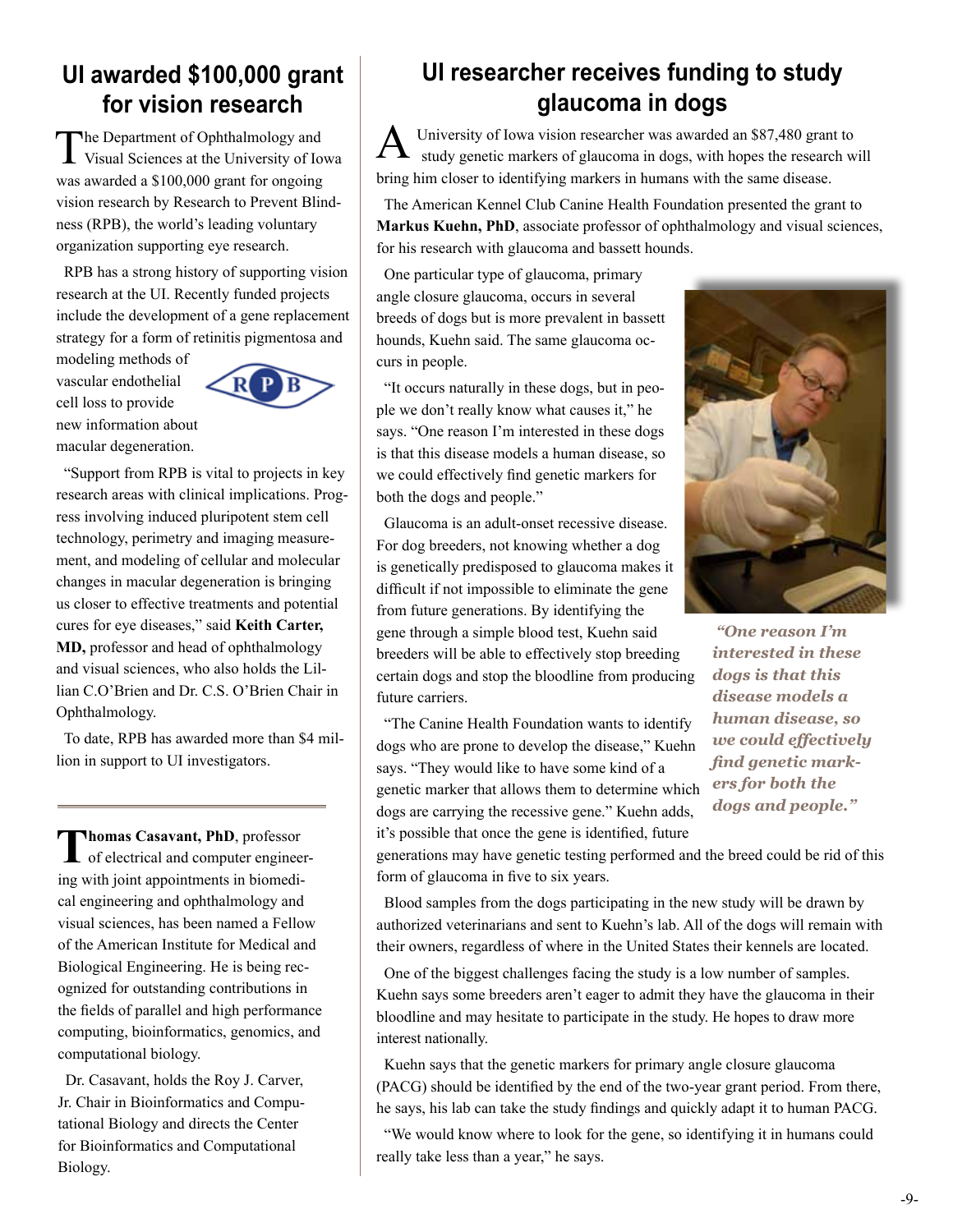## UI awarded $100,000 grant for vision research

The Department of Ophthalmology and Visual Sciences at the University of Iowa was awarded a $100,000 grant for ongoing vision research by Research to Prevent Blindness (RPB), the world's leading voluntary organization supporting eye research.

RPB has a strong history of supporting vision research at the UI. Recently funded projects include the development of a gene replacement strategy for a form of retinitis pigmentosa and modeling methods of vascular endothelial cell loss to provide new information about macular degeneration.

"Support from RPB is vital to projects in key research areas with clinical implications. Progress involving induced pluripotent stem cell technology, perimetry and imaging measurement, and modeling of cellular and molecular changes in macular degeneration is bringing us closer to effective treatments and potential cures for eye diseases," said **Keith Carter, MD,** professor and head of ophthalmology and visual sciences, who also holds the Lillian C.O'Brien and Dr. C.S. O'Brien Chair in Ophthalmology.

To date, RPB has awarded more than $4 million in support to UI investigators.

---

**Thomas Casavant, PhD**, professor of electrical and computer engineering with joint appointments in biomedical engineering and ophthalmology and visual sciences, has been named a Fellow of the American Institute for Medical and Biological Engineering. He is being recognized for outstanding contributions in the fields of parallel and high performance computing, bioinformatics, genomics, and computational biology.

Dr. Casavant, holds the Roy J. Carver, Jr. Chair in Bioinformatics and Computational Biology and directs the Center for Bioinformatics and Computational Biology.

## UI researcher receives funding to study glaucoma in dogs

A University of Iowa vision researcher was awarded an $87,480 grant to study genetic markers of glaucoma in dogs, with hopes the research will bring him closer to identifying markers in humans with the same disease.

The American Kennel Club Canine Health Foundation presented the grant to **Markus Kuehn, PhD**, associate professor of ophthalmology and visual sciences, for his research with glaucoma and bassett hounds.

One particular type of glaucoma, primary angle closure glaucoma, occurs in several breeds of dogs but is more prevalent in bassett hounds, Kuehn said. The same glaucoma occurs in people.

"It occurs naturally in these dogs, but in people we don't really know what causes it," he says. "One reason I'm interested in these dogs is that this disease models a human disease, so we could effectively find genetic markers for both the dogs and people."

*"One reason I'm interested in these dogs is that this disease models a human disease, so we could effectively find genetic markers for both the dogs and people."*

Glaucoma is an adult-onset recessive disease. For dog breeders, not knowing whether a dog is genetically predisposed to glaucoma makes it difficult if not impossible to eliminate the gene from future generations. By identifying the gene through a simple blood test, Kuehn said breeders will be able to effectively stop breeding certain dogs and stop the bloodline from producing future carriers.

"The Canine Health Foundation wants to identify dogs who are prone to develop the disease," Kuehn says. "They would like to have some kind of a genetic marker that allows them to determine which dogs are carrying the recessive gene." Kuehn adds, it's possible that once the gene is identified, future generations may have genetic testing performed and the breed could be rid of this form of glaucoma in five to six years.

Blood samples from the dogs participating in the new study will be drawn by authorized veterinarians and sent to Kuehn's lab. All of the dogs will remain with their owners, regardless of where in the United States their kennels are located.

One of the biggest challenges facing the study is a low number of samples. Kuehn says some breeders aren't eager to admit they have the glaucoma in their bloodline and may hesitate to participate in the study. He hopes to draw more interest nationally.

Kuehn says that the genetic markers for primary angle closure glaucoma (PACG) should be identified by the end of the two-year grant period. From there, he says, his lab can take the study findings and quickly adapt it to human PACG.

"We would know where to look for the gene, so identifying it in humans could really take less than a year," he says.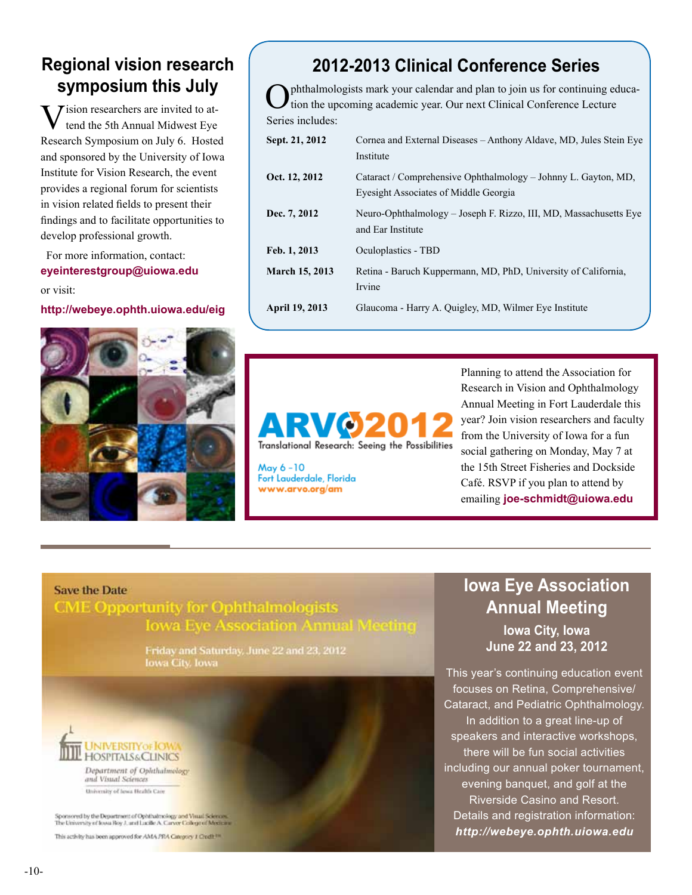## Regional vision research symposium this July

Vision researchers are invited to attend the 5th Annual Midwest Eye Research Symposium on July 6. Hosted and sponsored by the University of Iowa Institute for Vision Research, the event provides a regional forum for scientists in vision related fields to present their findings and to facilitate opportunities to develop professional growth.

For more information, contact: **eyeinterestgroup@uiowa.edu**

or visit:

**http://webeye.ophth.uiowa.edu/eig**

## 2012-2013 Clinical Conference Series

Ophthalmologists mark your calendar and plan to join us for continuing education the upcoming academic year. Our next Clinical Conference Lecture Series includes:

| Date | Topic |
|---|---|
| **Sept. 21, 2012** | Cornea and External Diseases – Anthony Aldave, MD, Jules Stein Eye Institute |
| **Oct. 12, 2012** | Cataract / Comprehensive Ophthalmology – Johnny L. Gayton, MD, Eyesight Associates of Middle Georgia |
| **Dec. 7, 2012** | Neuro-Ophthalmology – Joseph F. Rizzo, III, MD, Massachusetts Eye and Ear Institute |
| **Feb. 1, 2013** | Oculoplastics - TBD |
| **March 15, 2013** | Retina - Baruch Kuppermann, MD, PhD, University of California, Irvine |
| **April 19, 2013** | Glaucoma - Harry A. Quigley, MD, Wilmer Eye Institute |

ARVO 2012
Translational Research: Seeing the Possibilities
May 6 -10
Fort Lauderdale, Florida
www.arvo.org/am

Planning to attend the Association for Research in Vision and Ophthalmology Annual Meeting in Fort Lauderdale this year? Join vision researchers and faculty from the University of Iowa for a fun social gathering on Monday, May 7 at the 15th Street Fisheries and Dockside Café. RSVP if you plan to attend by emailing **joe-schmidt@uiowa.edu**

Save the Date
CME Opportunity for Ophthalmologists
Iowa Eye Association Annual Meeting
Friday and Saturday, June 22 and 23, 2012
Iowa City, Iowa

University of Iowa Hospitals & Clinics
Department of Ophthalmology and Visual Sciences
University of Iowa Health Care

Sponsored by the Department of Ophthalmology and Visual Sciences, The University of Iowa Roy J. and Lucille A. Carver College of Medicine

This activity has been approved for AMA PRA Category 1 Credit™

## Iowa Eye Association Annual Meeting

**Iowa City, Iowa**
**June 22 and 23, 2012**

This year's continuing education event focuses on Retina, Comprehensive/ Cataract, and Pediatric Ophthalmology. In addition to a great line-up of speakers and interactive workshops, there will be fun social activities including our annual poker tournament, evening banquet, and golf at the Riverside Casino and Resort. Details and registration information: ***http://webeye.ophth.uiowa.edu***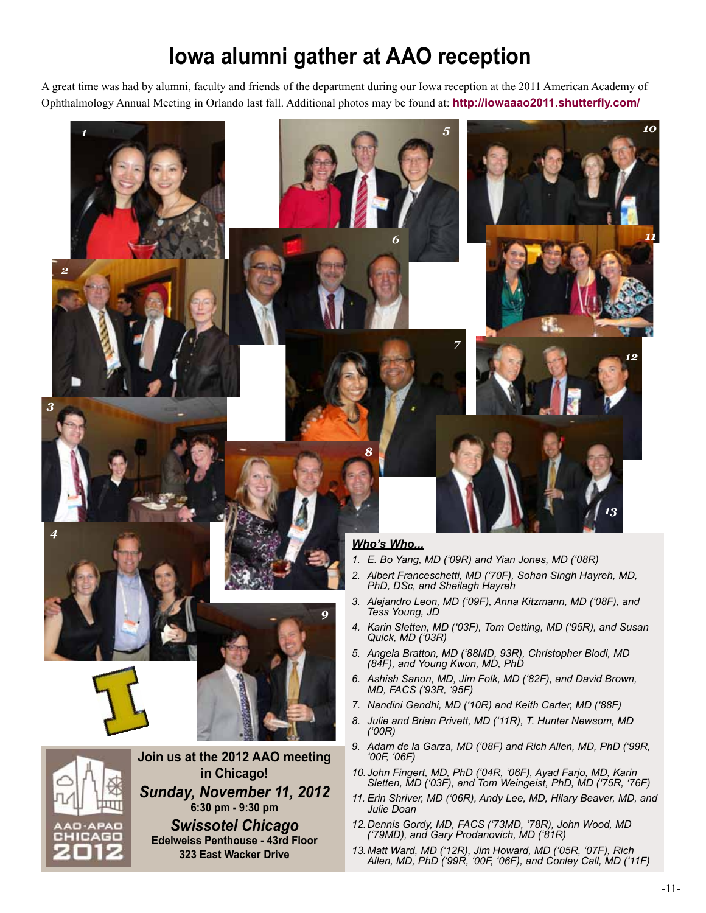# Iowa alumni gather at AAO reception

A great time was had by alumni, faculty and friends of the department during our Iowa reception at the 2011 American Academy of Ophthalmology Annual Meeting in Orlando last fall. Additional photos may be found at: **http://iowaaao2011.shutterfly.com/**

***Who's Who...***

1. *E. Bo Yang, MD ('09R) and Yian Jones, MD ('08R)*
2. *Albert Franceschetti, MD ('70F), Sohan Singh Hayreh, MD, PhD, DSc, and Sheilagh Hayreh*
3. *Alejandro Leon, MD ('09F), Anna Kitzmann, MD ('08F), and Tess Young, JD*
4. *Karin Sletten, MD ('03F), Tom Oetting, MD ('95R), and Susan Quick, MD ('03R)*
5. *Angela Bratton, MD ('88MD, 93R), Christopher Blodi, MD (84F), and Young Kwon, MD, PhD*
6. *Ashish Sanon, MD, Jim Folk, MD ('82F), and David Brown, MD, FACS ('93R, '95F)*
7. *Nandini Gandhi, MD ('10R) and Keith Carter, MD ('88F)*
8. *Julie and Brian Privett, MD ('11R), T. Hunter Newsom, MD ('00R)*
9. *Adam de la Garza, MD ('08F) and Rich Allen, MD, PhD ('99R, '00F, '06F)*
10. *John Fingert, MD, PhD ('04R, '06F), Ayad Farjo, MD, Karin Sletten, MD ('03F), and Tom Weingeist, PhD, MD ('75R, '76F)*
11. *Erin Shriver, MD ('06R), Andy Lee, MD, Hilary Beaver, MD, and Julie Doan*
12. *Dennis Gordy, MD, FACS ('73MD, '78R), John Wood, MD ('79MD), and Gary Prodanovich, MD ('81R)*
13. *Matt Ward, MD ('12R), Jim Howard, MD ('05R, '07F), Rich Allen, MD, PhD ('99R, '00F, '06F), and Conley Call, MD ('11F)*

**Join us at the 2012 AAO meeting in Chicago!**

***Sunday, November 11, 2012***

**6:30 pm - 9:30 pm**

***Swissotel Chicago***

**Edelweiss Penthouse - 43rd Floor**

**323 East Wacker Drive**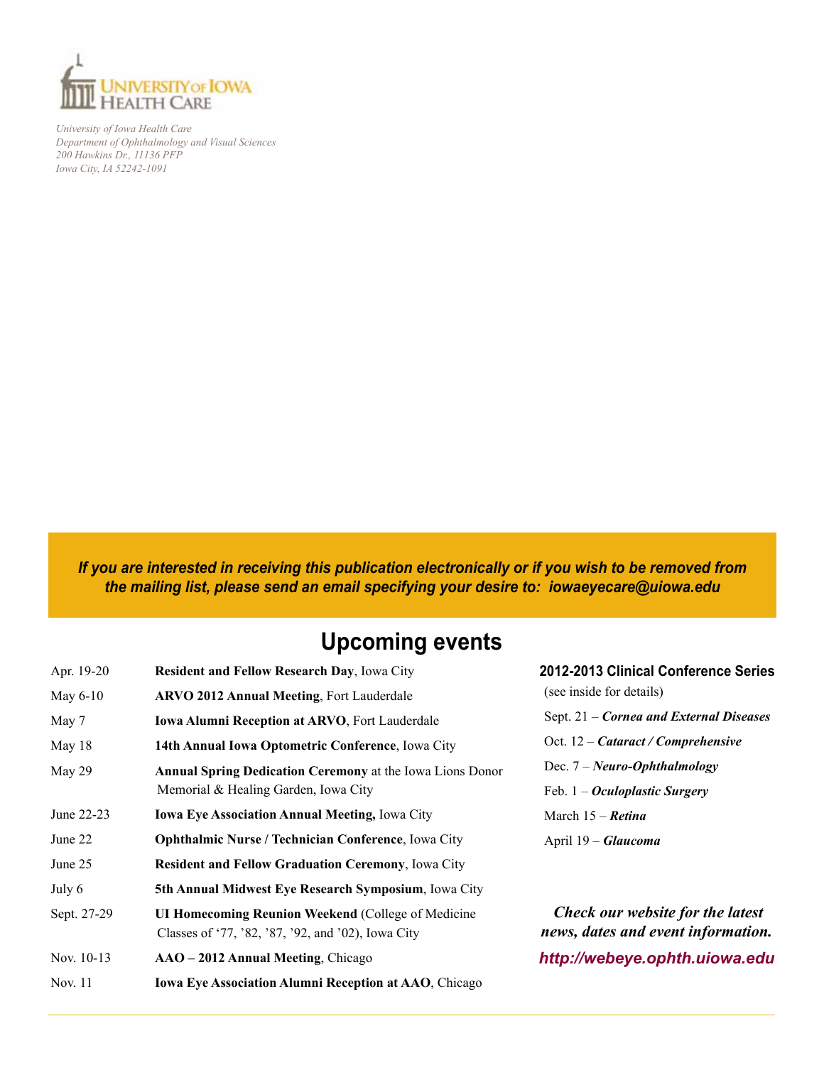UNIVERSITY OF IOWA HEALTH CARE

*University of Iowa Health Care*
*Department of Ophthalmology and Visual Sciences*
*200 Hawkins Dr., 11136 PFP*
*Iowa City, IA 52242-1091*

***If you are interested in receiving this publication electronically or if you wish to be removed from the mailing list, please send an email specifying your desire to: iowaeyecare@uiowa.edu***

## Upcoming events

| | |
|---|---|
| Apr. 19-20 | **Resident and Fellow Research Day**, Iowa City |
| May 6-10 | **ARVO 2012 Annual Meeting**, Fort Lauderdale |
| May 7 | **Iowa Alumni Reception at ARVO**, Fort Lauderdale |
| May 18 | **14th Annual Iowa Optometric Conference**, Iowa City |
| May 29 | **Annual Spring Dedication Ceremony** at the Iowa Lions Donor Memorial & Healing Garden, Iowa City |
| June 22-23 | **Iowa Eye Association Annual Meeting,** Iowa City |
| June 22 | **Ophthalmic Nurse / Technician Conference**, Iowa City |
| June 25 | **Resident and Fellow Graduation Ceremony**, Iowa City |
| July 6 | **5th Annual Midwest Eye Research Symposium**, Iowa City |
| Sept. 27-29 | **UI Homecoming Reunion Weekend** (College of Medicine Classes of '77, '82, '87, '92, and '02), Iowa City |
| Nov. 10-13 | **AAO – 2012 Annual Meeting**, Chicago |
| Nov. 11 | **Iowa Eye Association Alumni Reception at AAO**, Chicago |

### 2012-2013 Clinical Conference Series

(see inside for details)

Sept. 21 – ***Cornea and External Diseases***

Oct. 12 – ***Cataract / Comprehensive***

Dec. 7 – ***Neuro-Ophthalmology***

Feb. 1 – ***Oculoplastic Surgery***

March 15 – ***Retina***

April 19 – ***Glaucoma***

***Check our website for the latest news, dates and event information.***

***http://webeye.ophth.uiowa.edu***